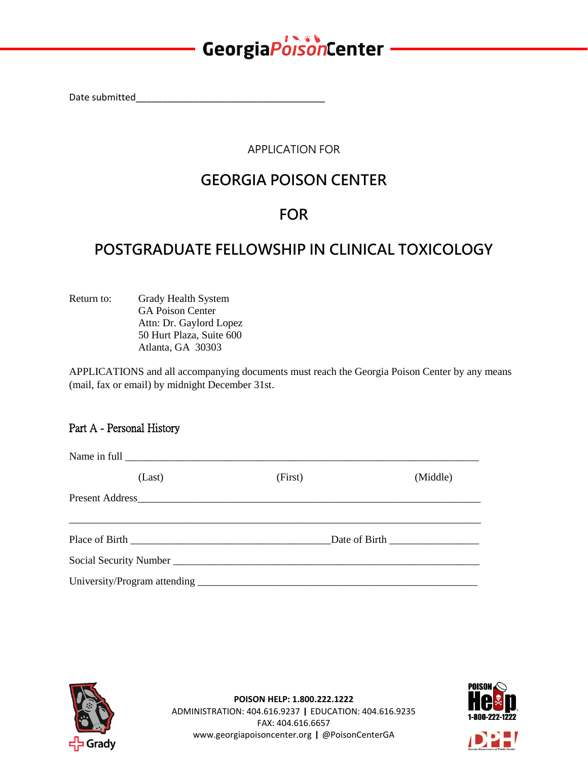# GeorgiaPoisonCenter

Date submitted____________________________________

APPLICATION FOR

## GEORGIA POISON CENTER

## FOR

## POSTGRADUATE FELLOWSHIP IN CLINICAL TOXICOLOGY

Return to: Grady Health System
GA Poison Center
Attn: Dr. Gaylord Lopez
50 Hurt Plaza, Suite 600
Atlanta, GA 30303

APPLICATIONS and all accompanying documents must reach the Georgia Poison Center by any means (mail, fax or email) by midnight December 31st.

### Part A - Personal History

Name in full ______________________________________________________________________

(Last) (First) (Middle)

Present Address____________________________________________________________________

__________________________________________________________________________________

Place of Birth ____________________________________Date of Birth ________________

Social Security Number ____________________________________________________________

University/Program attending ______________________________________________________

**POISON HELP: 1.800.222.1222**
ADMINISTRATION: 404.616.9237 | EDUCATION: 404.616.9235
FAX: 404.616.6657
www.georgiapoisoncenter.org | @PoisonCenterGA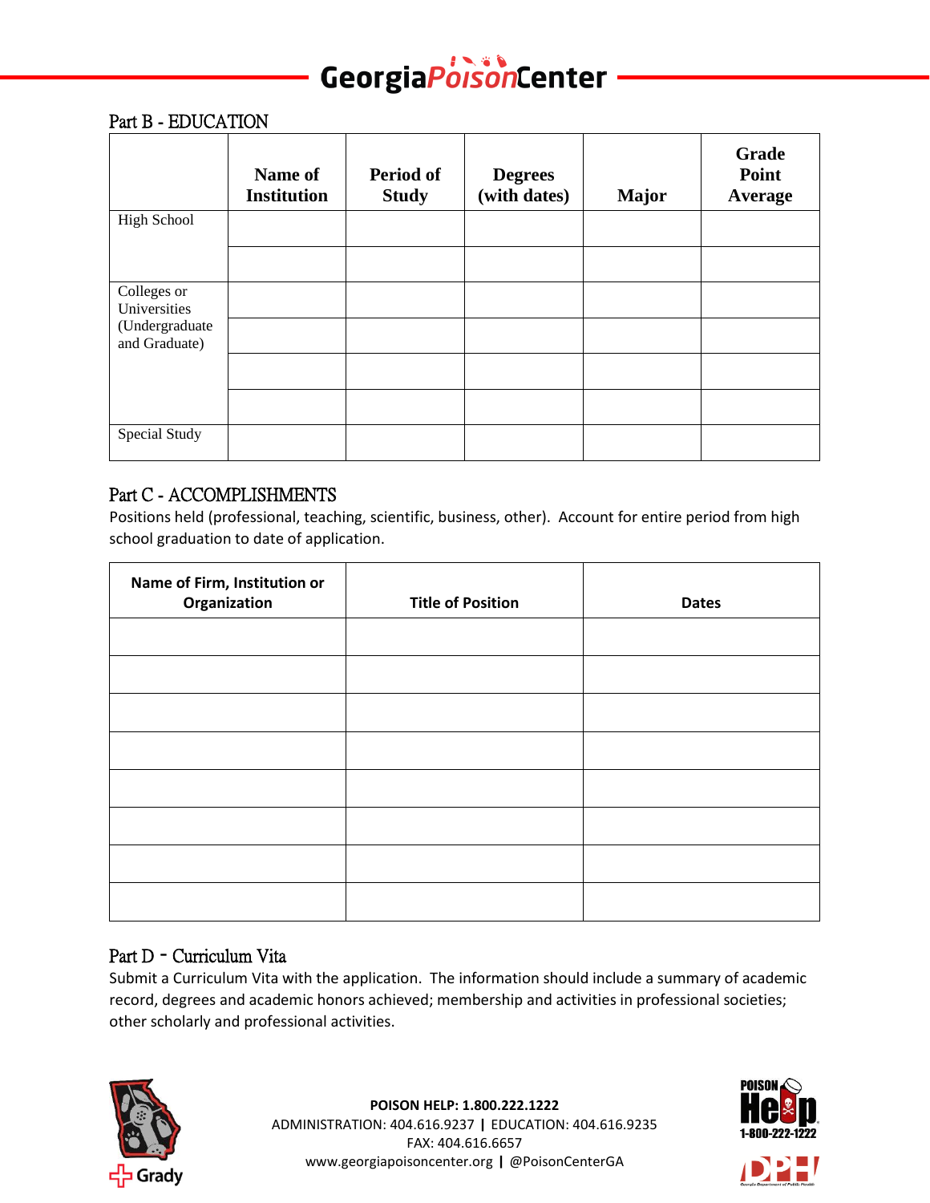## Part B - EDUCATION

| | Name of Institution | Period of Study | Degrees (with dates) | Major | Grade Point Average |
|---|---|---|---|---|---|
| High School | | | | | |
| | | | | | |
| Colleges or Universities (Undergraduate and Graduate) | | | | | |
| | | | | | |
| | | | | | |
| | | | | | |
| Special Study | | | | | |

## Part C - ACCOMPLISHMENTS

Positions held (professional, teaching, scientific, business, other). Account for entire period from high school graduation to date of application.

| Name of Firm, Institution or Organization | Title of Position | Dates |
|---|---|---|
| | | |
| | | |
| | | |
| | | |
| | | |
| | | |
| | | |
| | | |

## Part D - Curriculum Vita

Submit a Curriculum Vita with the application. The information should include a summary of academic record, degrees and academic honors achieved; membership and activities in professional societies; other scholarly and professional activities.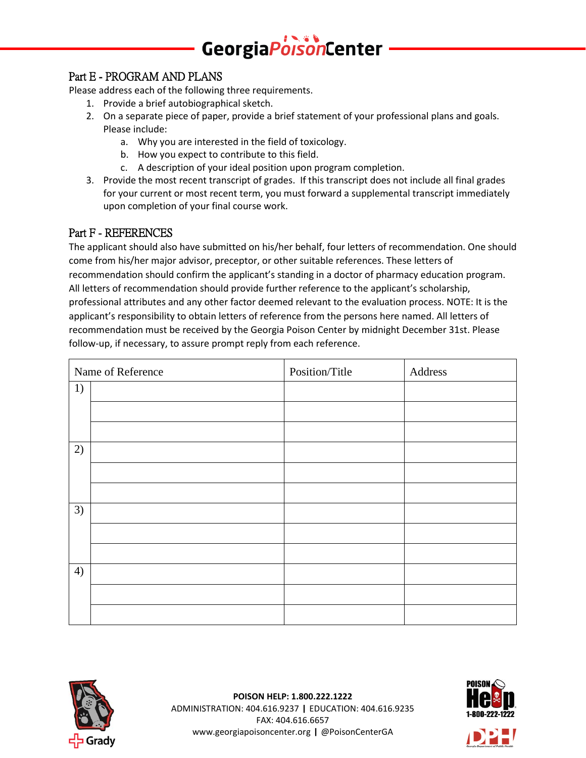## Part E - PROGRAM AND PLANS

Please address each of the following three requirements.

1. Provide a brief autobiographical sketch.
2. On a separate piece of paper, provide a brief statement of your professional plans and goals. Please include:
   a. Why you are interested in the field of toxicology.
   b. How you expect to contribute to this field.
   c. A description of your ideal position upon program completion.
3. Provide the most recent transcript of grades. If this transcript does not include all final grades for your current or most recent term, you must forward a supplemental transcript immediately upon completion of your final course work.

## Part F - REFERENCES

The applicant should also have submitted on his/her behalf, four letters of recommendation. One should come from his/her major advisor, preceptor, or other suitable references. These letters of recommendation should confirm the applicant's standing in a doctor of pharmacy education program. All letters of recommendation should provide further reference to the applicant's scholarship, professional attributes and any other factor deemed relevant to the evaluation process. NOTE: It is the applicant's responsibility to obtain letters of reference from the persons here named. All letters of recommendation must be received by the Georgia Poison Center by midnight December 31st. Please follow-up, if necessary, to assure prompt reply from each reference.

| Name of Reference | | Position/Title | Address |
|---|---|---|---|
| 1) | | | |
| | | | |
| | | | |
| 2) | | | |
| | | | |
| | | | |
| 3) | | | |
| | | | |
| | | | |
| 4) | | | |
| | | | |
| | | | |

**POISON HELP: 1.800.222.1222**
ADMINISTRATION: 404.616.9237 | EDUCATION: 404.616.9235
FAX: 404.616.6657
www.georgiapoisoncenter.org | @PoisonCenterGA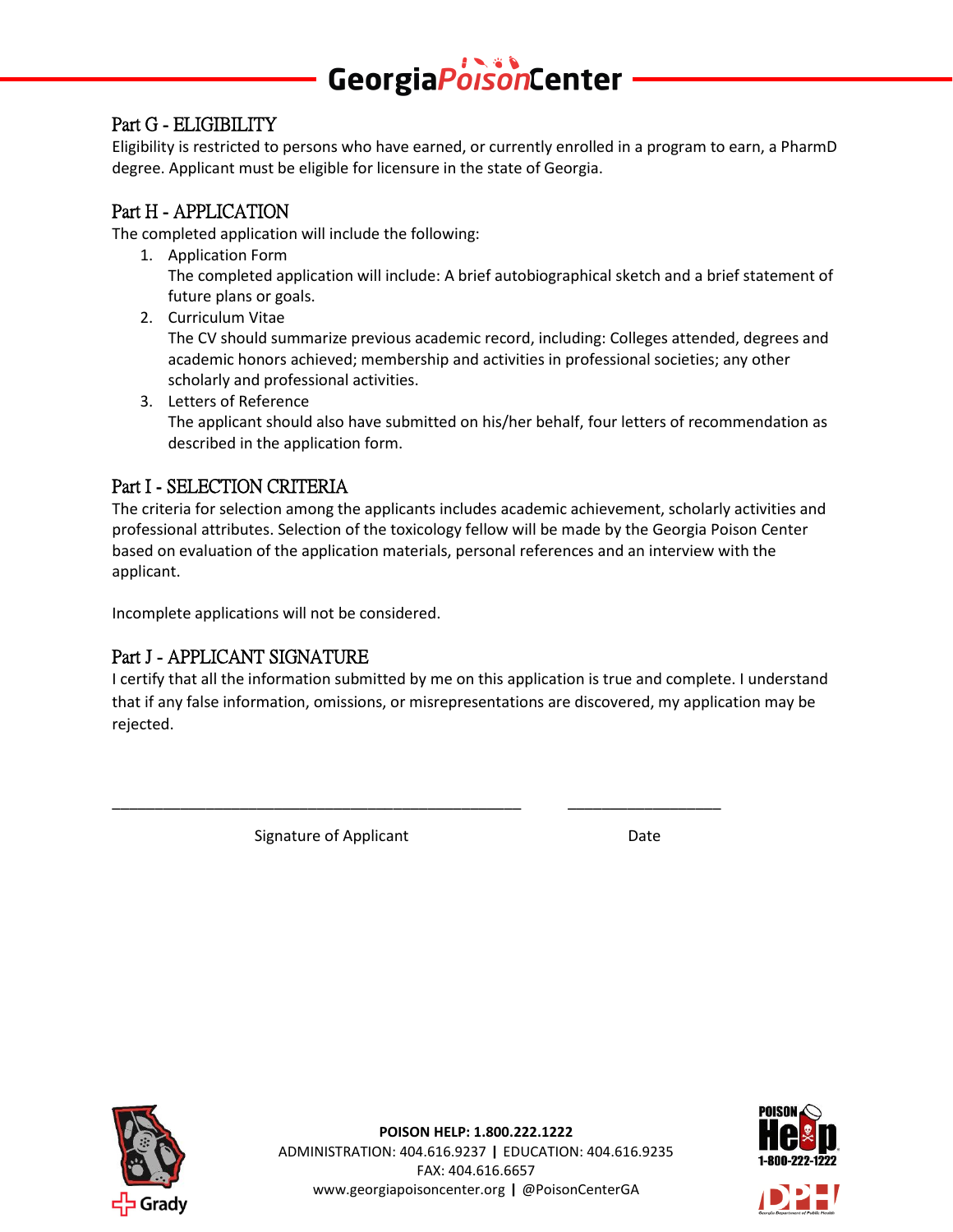## Part G - ELIGIBILITY

Eligibility is restricted to persons who have earned, or currently enrolled in a program to earn, a PharmD degree. Applicant must be eligible for licensure in the state of Georgia.

## Part H - APPLICATION

The completed application will include the following:

1. Application Form
   The completed application will include: A brief autobiographical sketch and a brief statement of future plans or goals.
2. Curriculum Vitae
   The CV should summarize previous academic record, including: Colleges attended, degrees and academic honors achieved; membership and activities in professional societies; any other scholarly and professional activities.
3. Letters of Reference
   The applicant should also have submitted on his/her behalf, four letters of recommendation as described in the application form.

## Part I - SELECTION CRITERIA

The criteria for selection among the applicants includes academic achievement, scholarly activities and professional attributes. Selection of the toxicology fellow will be made by the Georgia Poison Center based on evaluation of the application materials, personal references and an interview with the applicant.

Incomplete applications will not be considered.

## Part J - APPLICANT SIGNATURE

I certify that all the information submitted by me on this application is true and complete. I understand that if any false information, omissions, or misrepresentations are discovered, my application may be rejected.

\_\_\_\_\_\_\_\_\_\_\_\_\_\_\_\_\_\_\_\_\_\_\_\_\_\_\_\_\_\_\_\_\_\_\_\_\_\_\_\_\_\_ \_\_\_\_\_\_\_\_\_\_\_\_\_\_\_\_\_\_

Signature of Applicant Date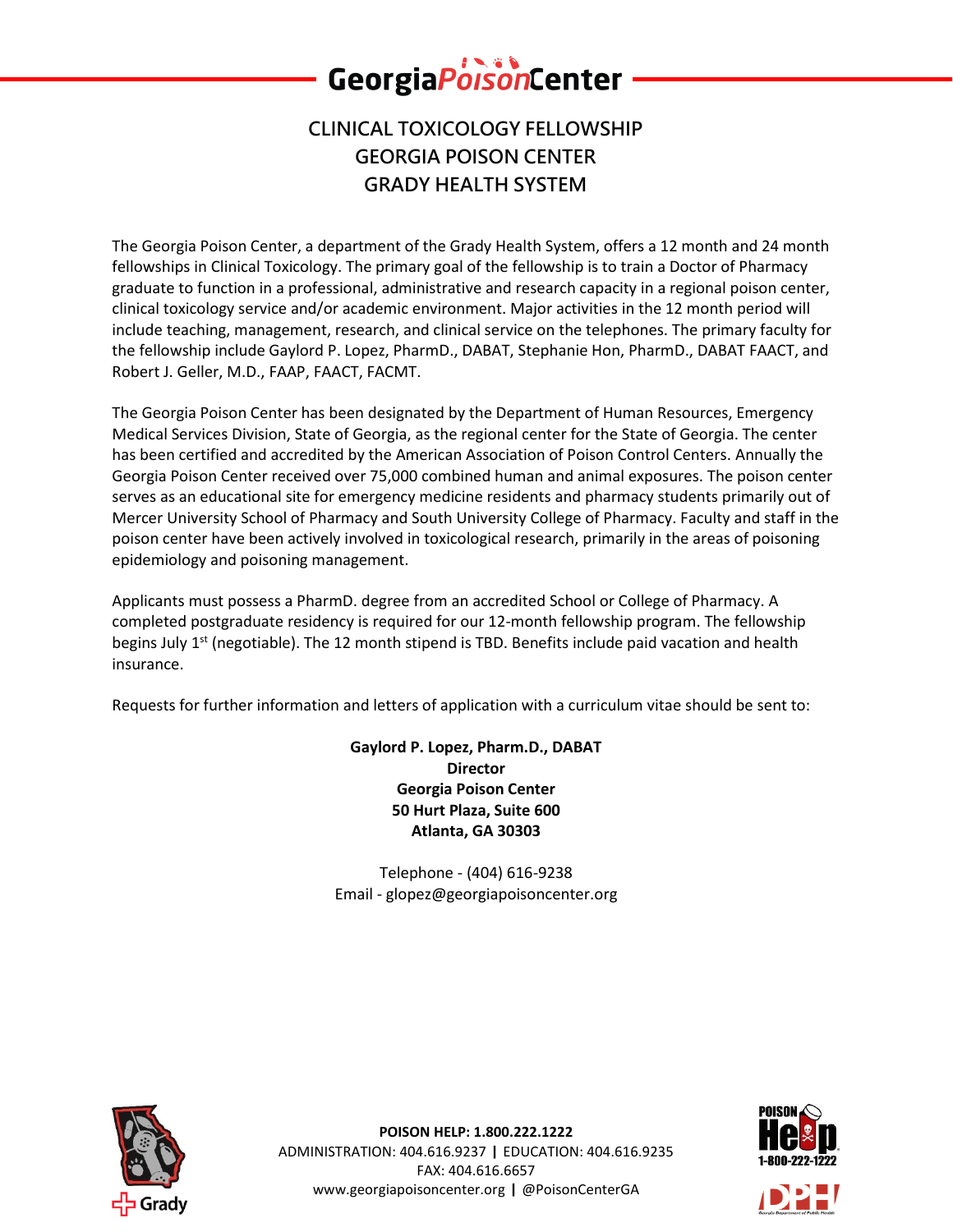# GeorgiaPoisonCenter

## CLINICAL TOXICOLOGY FELLOWSHIP
## GEORGIA POISON CENTER
## GRADY HEALTH SYSTEM

The Georgia Poison Center, a department of the Grady Health System, offers a 12 month and 24 month fellowships in Clinical Toxicology. The primary goal of the fellowship is to train a Doctor of Pharmacy graduate to function in a professional, administrative and research capacity in a regional poison center, clinical toxicology service and/or academic environment. Major activities in the 12 month period will include teaching, management, research, and clinical service on the telephones. The primary faculty for the fellowship include Gaylord P. Lopez, PharmD., DABAT, Stephanie Hon, PharmD., DABAT FAACT, and Robert J. Geller, M.D., FAAP, FAACT, FACMT.

The Georgia Poison Center has been designated by the Department of Human Resources, Emergency Medical Services Division, State of Georgia, as the regional center for the State of Georgia. The center has been certified and accredited by the American Association of Poison Control Centers. Annually the Georgia Poison Center received over 75,000 combined human and animal exposures. The poison center serves as an educational site for emergency medicine residents and pharmacy students primarily out of Mercer University School of Pharmacy and South University College of Pharmacy. Faculty and staff in the poison center have been actively involved in toxicological research, primarily in the areas of poisoning epidemiology and poisoning management.

Applicants must possess a PharmD. degree from an accredited School or College of Pharmacy. A completed postgraduate residency is required for our 12-month fellowship program. The fellowship begins July 1st (negotiable). The 12 month stipend is TBD. Benefits include paid vacation and health insurance.

Requests for further information and letters of application with a curriculum vitae should be sent to:

**Gaylord P. Lopez, Pharm.D., DABAT**
**Director**
**Georgia Poison Center**
**50 Hurt Plaza, Suite 600**
**Atlanta, GA 30303**

Telephone - (404) 616-9238
Email - glopez@georgiapoisoncenter.org

**POISON HELP: 1.800.222.1222**
ADMINISTRATION: 404.616.9237 | EDUCATION: 404.616.9235
FAX: 404.616.6657
www.georgiapoisoncenter.org | @PoisonCenterGA